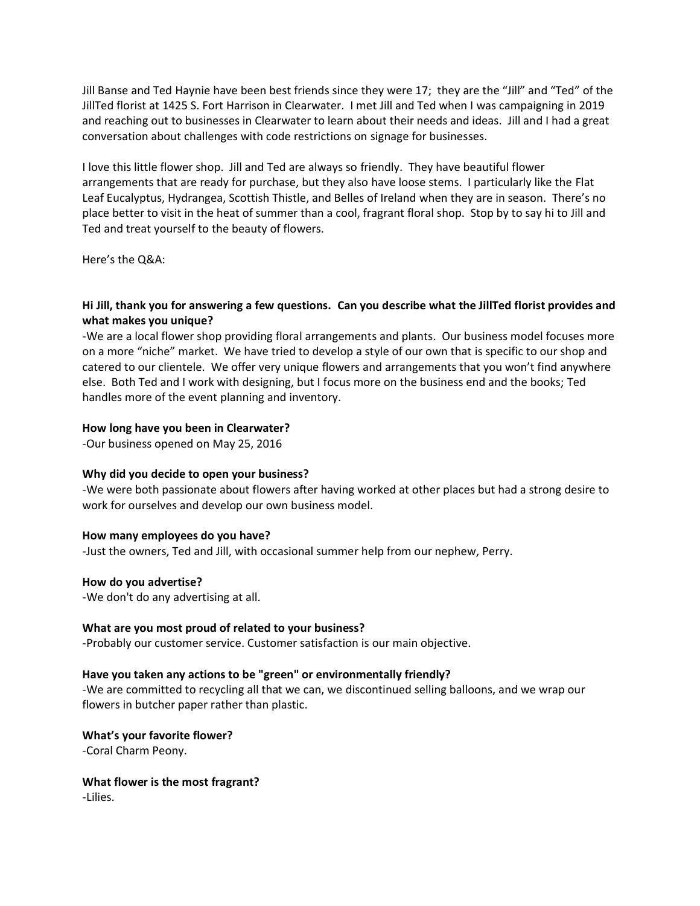Jill Banse and Ted Haynie have been best friends since they were 17; they are the "Jill" and "Ted" of the JillTed florist at 1425 S. Fort Harrison in Clearwater. I met Jill and Ted when I was campaigning in 2019 and reaching out to businesses in Clearwater to learn about their needs and ideas. Jill and I had a great conversation about challenges with code restrictions on signage for businesses.

I love this little flower shop. Jill and Ted are always so friendly. They have beautiful flower arrangements that are ready for purchase, but they also have loose stems. I particularly like the Flat Leaf Eucalyptus, Hydrangea, Scottish Thistle, and Belles of Ireland when they are in season. There's no place better to visit in the heat of summer than a cool, fragrant floral shop. Stop by to say hi to Jill and Ted and treat yourself to the beauty of flowers.

Here's the Q&A:

**Hi Jill, thank you for answering a few questions. Can you describe what the JillTed florist provides and what makes you unique?**

-We are a local flower shop providing floral arrangements and plants. Our business model focuses more on a more "niche" market. We have tried to develop a style of our own that is specific to our shop and catered to our clientele. We offer very unique flowers and arrangements that you won't find anywhere else. Both Ted and I work with designing, but I focus more on the business end and the books; Ted handles more of the event planning and inventory.

**How long have you been in Clearwater?**

-Our business opened on May 25, 2016

**Why did you decide to open your business?**

-We were both passionate about flowers after having worked at other places but had a strong desire to work for ourselves and develop our own business model.

**How many employees do you have?**

-Just the owners, Ted and Jill, with occasional summer help from our nephew, Perry.

**How do you advertise?**

-We don't do any advertising at all.

**What are you most proud of related to your business?**

-Probably our customer service. Customer satisfaction is our main objective.

**Have you taken any actions to be "green" or environmentally friendly?**

-We are committed to recycling all that we can, we discontinued selling balloons, and we wrap our flowers in butcher paper rather than plastic.

**What's your favorite flower?**

-Coral Charm Peony.

**What flower is the most fragrant?**

-Lilies.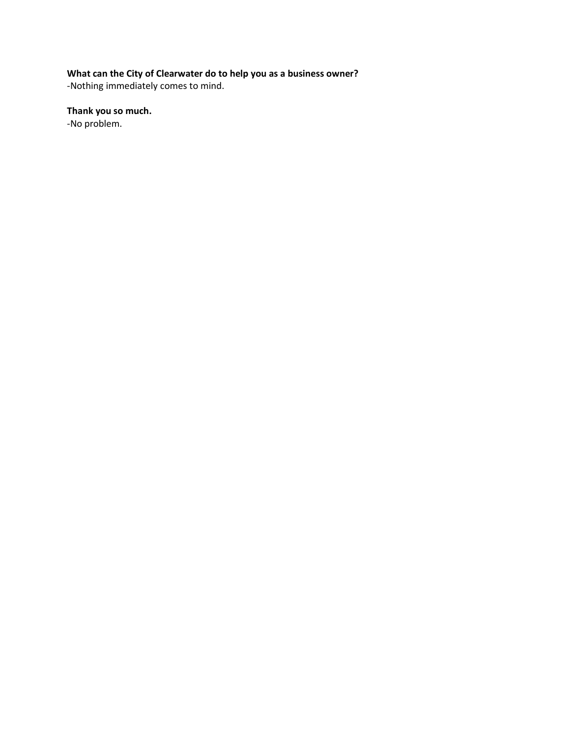**What can the City of Clearwater do to help you as a business owner?**
-Nothing immediately comes to mind.

**Thank you so much.**
-No problem.